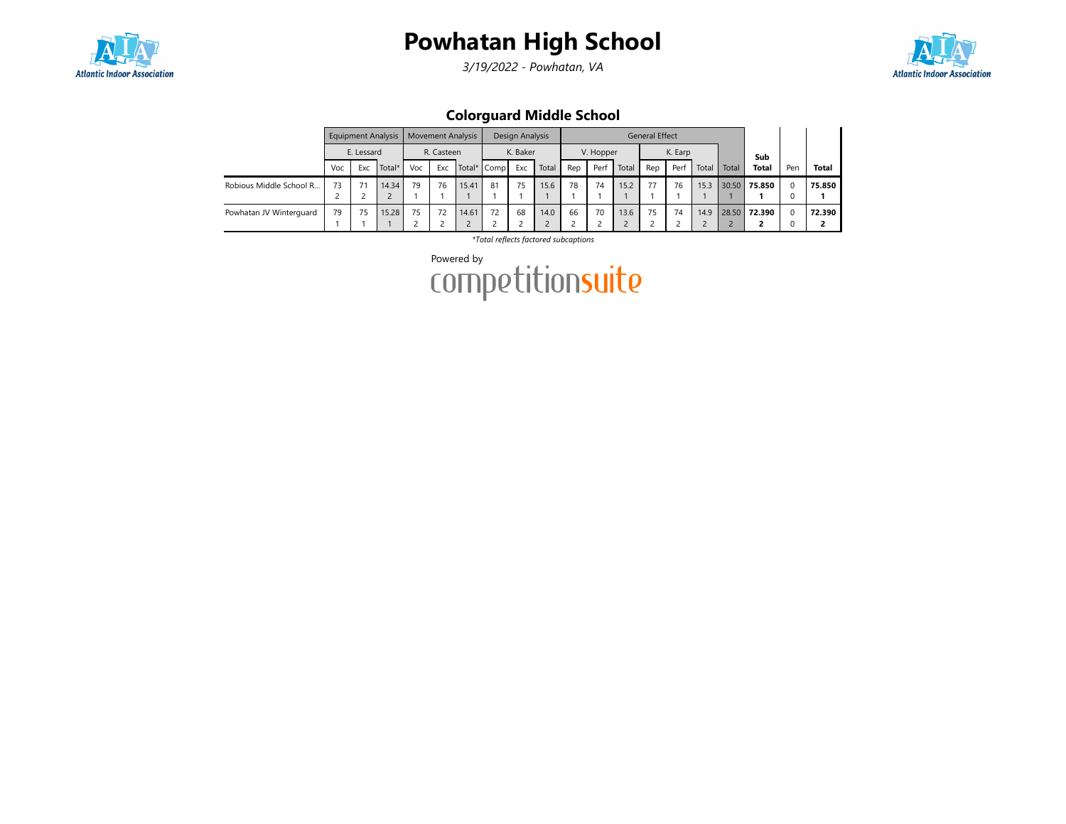# Powhatan High School

*3/19/2022 - Powhatan, VA*

## Colorguard Middle School

| | Equipment Analysis | | | Movement Analysis | | | Design Analysis | | | General Effect | | | | | | | Sub Total | Pen | Total |
|---|---|---|---|---|---|---|---|---|---|---|---|---|---|---|---|---|---|---|---|
| | E. Lessard | | | R. Casteen | | | K. Baker | | | V. Hopper | | | K. Earp | | | | | | |
| | Voc | Exc | Total* | Voc | Exc | Total* | Comp | Exc | Total | Rep | Perf | Total | Rep | Perf | Total | Total | | | |
| Robious Middle School R... | 73<br>2 | 71<br>2 | 14.34<br>2 | 79<br>1 | 76<br>1 | 15.41<br>1 | 81<br>1 | 75<br>1 | 15.6<br>1 | 78<br>1 | 74<br>1 | 15.2<br>1 | 77<br>1 | 76<br>1 | 15.3<br>1 | 30.50<br>1 | **75.850**<br>**1** | 0<br>0 | **75.850**<br>**1** |
| Powhatan JV Winterguard | 79<br>1 | 75<br>1 | 15.28<br>1 | 75<br>2 | 72<br>2 | 14.61<br>2 | 72<br>2 | 68<br>2 | 14.0<br>2 | 66<br>2 | 70<br>2 | 13.6<br>2 | 75<br>2 | 74<br>2 | 14.9<br>2 | 28.50<br>2 | **72.390**<br>**2** | 0<br>0 | **72.390**<br>**2** |

*\*Total reflects factored subcaptions*

Powered by competitionsuite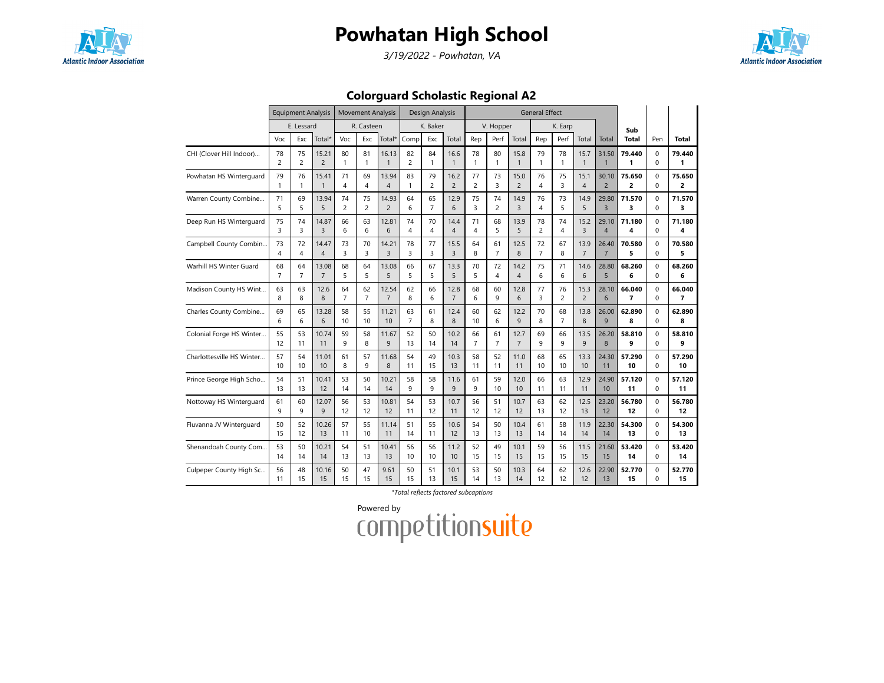# Powhatan High School

*3/19/2022 - Powhatan, VA*

## Colorguard Scholastic Regional A2

| | Equipment Analysis | | | Movement Analysis | | | Design Analysis | | | General Effect | | | | | | | Sub | | |
|---|---|---|---|---|---|---|---|---|---|---|---|---|---|---|---|---|---|---|---|
| | E. Lessard | | | R. Casteen | | | K. Baker | | | V. Hopper | | | K. Earp | | | | | | |
| | Voc | Exc | Total* | Voc | Exc | Total* | Comp | Exc | Total | Rep | Perf | Total | Rep | Perf | Total | Total | Sub Total | Pen | Total |
| CHI (Clover Hill Indoor)... | 78 / 2 | 75 / 2 | 15.21 / 2 | 80 / 1 | 81 / 1 | 16.13 / 1 | 82 / 2 | 84 / 1 | 16.6 / 1 | 78 / 1 | 80 / 1 | 15.8 / 1 | 79 / 1 | 78 / 1 | 15.7 / 1 | 31.50 / 1 | **79.440** / **1** | 0 / 0 | **79.440** / **1** |
| Powhatan HS Winterguard | 79 / 1 | 76 / 1 | 15.41 / 1 | 71 / 4 | 69 / 4 | 13.94 / 4 | 83 / 1 | 79 / 2 | 16.2 / 2 | 77 / 2 | 73 / 3 | 15.0 / 2 | 76 / 4 | 75 / 3 | 15.1 / 4 | 30.10 / 2 | **75.650** / **2** | 0 / 0 | **75.650** / **2** |
| Warren County Combine... | 71 / 5 | 69 / 5 | 13.94 / 5 | 74 / 2 | 75 / 2 | 14.93 / 2 | 64 / 6 | 65 / 7 | 12.9 / 6 | 75 / 3 | 74 / 2 | 14.9 / 3 | 76 / 4 | 73 / 5 | 14.9 / 5 | 29.80 / 3 | **71.570** / **3** | 0 / 0 | **71.570** / **3** |
| Deep Run HS Winterguard | 75 / 3 | 74 / 3 | 14.87 / 3 | 66 / 6 | 63 / 6 | 12.81 / 6 | 74 / 4 | 70 / 4 | 14.4 / 4 | 71 / 4 | 68 / 5 | 13.9 / 5 | 78 / 2 | 74 / 4 | 15.2 / 3 | 29.10 / 4 | **71.180** / **4** | 0 / 0 | **71.180** / **4** |
| Campbell County Combin... | 73 / 4 | 72 / 4 | 14.47 / 4 | 73 / 3 | 70 / 3 | 14.21 / 3 | 78 / 3 | 77 / 3 | 15.5 / 3 | 64 / 8 | 61 / 7 | 12.5 / 8 | 72 / 7 | 67 / 8 | 13.9 / 7 | 26.40 / 7 | **70.580** / **5** | 0 / 0 | **70.580** / **5** |
| Warhill HS Winter Guard | 68 / 7 | 64 / 7 | 13.08 / 7 | 68 / 5 | 64 / 5 | 13.08 / 5 | 66 / 5 | 67 / 5 | 13.3 / 5 | 70 / 5 | 72 / 4 | 14.2 / 4 | 75 / 6 | 71 / 6 | 14.6 / 6 | 28.80 / 5 | **68.260** / **6** | 0 / 0 | **68.260** / **6** |
| Madison County HS Wint... | 63 / 8 | 63 / 8 | 12.6 / 8 | 64 / 7 | 62 / 7 | 12.54 / 7 | 62 / 8 | 66 / 6 | 12.8 / 7 | 68 / 6 | 60 / 9 | 12.8 / 6 | 77 / 3 | 76 / 2 | 15.3 / 2 | 28.10 / 6 | **66.040** / **7** | 0 / 0 | **66.040** / **7** |
| Charles County Combine... | 69 / 6 | 65 / 6 | 13.28 / 6 | 58 / 10 | 55 / 10 | 11.21 / 10 | 63 / 7 | 61 / 8 | 12.4 / 8 | 60 / 10 | 62 / 6 | 12.2 / 9 | 70 / 8 | 68 / 7 | 13.8 / 8 | 26.00 / 9 | **62.890** / **8** | 0 / 0 | **62.890** / **8** |
| Colonial Forge HS Winter... | 55 / 12 | 53 / 11 | 10.74 / 11 | 59 / 9 | 58 / 8 | 11.67 / 9 | 52 / 13 | 50 / 14 | 10.2 / 14 | 66 / 7 | 61 / 7 | 12.7 / 7 | 69 / 9 | 66 / 9 | 13.5 / 9 | 26.20 / 8 | **58.810** / **9** | 0 / 0 | **58.810** / **9** |
| Charlottesville HS Winter... | 57 / 10 | 54 / 10 | 11.01 / 10 | 61 / 8 | 57 / 9 | 11.68 / 8 | 54 / 11 | 49 / 15 | 10.3 / 13 | 58 / 11 | 52 / 11 | 11.0 / 11 | 68 / 10 | 65 / 10 | 13.3 / 10 | 24.30 / 11 | **57.290** / **10** | 0 / 0 | **57.290** / **10** |
| Prince George High Scho... | 54 / 13 | 51 / 13 | 10.41 / 12 | 53 / 14 | 50 / 14 | 10.21 / 14 | 58 / 9 | 58 / 9 | 11.6 / 9 | 61 / 9 | 59 / 10 | 12.0 / 10 | 66 / 11 | 63 / 11 | 12.9 / 11 | 24.90 / 10 | **57.120** / **11** | 0 / 0 | **57.120** / **11** |
| Nottoway HS Winterguard | 61 / 9 | 60 / 9 | 12.07 / 9 | 56 / 12 | 53 / 12 | 10.81 / 12 | 54 / 11 | 53 / 12 | 10.7 / 11 | 56 / 12 | 51 / 12 | 10.7 / 12 | 63 / 13 | 62 / 12 | 12.5 / 13 | 23.20 / 12 | **56.780** / **12** | 0 / 0 | **56.780** / **12** |
| Fluvanna JV Winterguard | 50 / 15 | 52 / 12 | 10.26 / 13 | 57 / 11 | 55 / 10 | 11.14 / 11 | 51 / 14 | 55 / 11 | 10.6 / 12 | 54 / 13 | 50 / 13 | 10.4 / 13 | 61 / 14 | 58 / 14 | 11.9 / 14 | 22.30 / 14 | **54.300** / **13** | 0 / 0 | **54.300** / **13** |
| Shenandoah County Com... | 53 / 14 | 50 / 14 | 10.21 / 14 | 54 / 13 | 51 / 13 | 10.41 / 13 | 56 / 10 | 56 / 10 | 11.2 / 10 | 52 / 15 | 49 / 15 | 10.1 / 15 | 59 / 15 | 56 / 15 | 11.5 / 15 | 21.60 / 15 | **53.420** / **14** | 0 / 0 | **53.420** / **14** |
| Culpeper County High Sc... | 56 / 11 | 48 / 15 | 10.16 / 15 | 50 / 15 | 47 / 15 | 9.61 / 15 | 50 / 15 | 51 / 13 | 10.1 / 15 | 53 / 14 | 50 / 13 | 10.3 / 14 | 64 / 12 | 62 / 12 | 12.6 / 12 | 22.90 / 13 | **52.770** / **15** | 0 / 0 | **52.770** / **15** |

*\*Total reflects factored subcaptions*

Powered by competitionsuite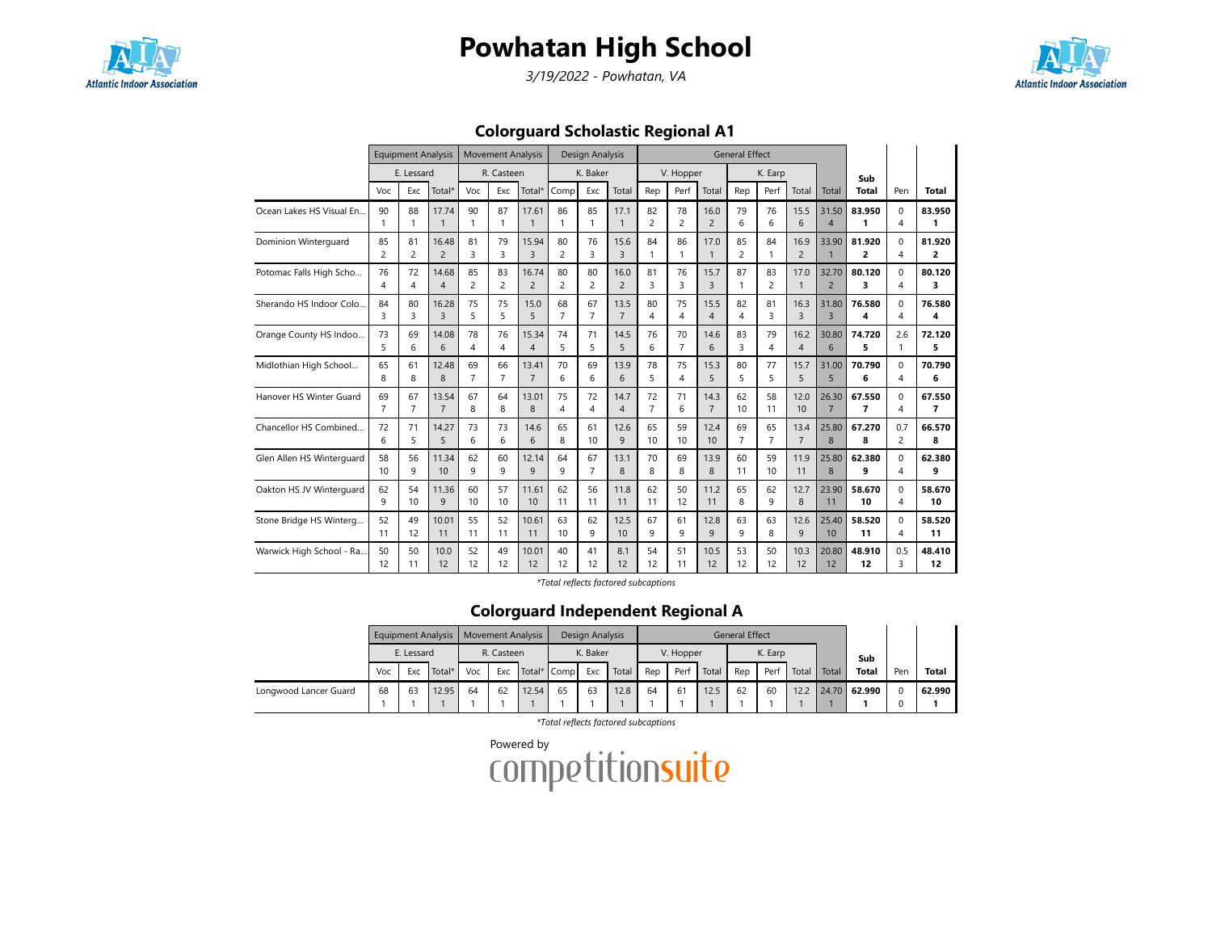# Powhatan High School

*3/19/2022 - Powhatan, VA*

## Colorguard Scholastic Regional A1

| | Equipment Analysis | | | Movement Analysis | | | Design Analysis | | | General Effect | | | | | | | | | |
|---|---|---|---|---|---|---|---|---|---|---|---|---|---|---|---|---|---|---|---|
| | E. Lessard | | | R. Casteen | | | K. Baker | | | V. Hopper | | | K. Earp | | | | | | |
| | Voc | Exc | Total* | Voc | Exc | Total* | Comp | Exc | Total | Rep | Perf | Total | Rep | Perf | Total | Total | Sub Total | Pen | Total |
| Ocean Lakes HS Visual En... | 90<br>1 | 88<br>1 | 17.74<br>1 | 90<br>1 | 87<br>1 | 17.61<br>1 | 86<br>1 | 85<br>1 | 17.1<br>1 | 82<br>2 | 78<br>2 | 16.0<br>2 | 79<br>6 | 76<br>6 | 15.5<br>6 | 31.50<br>4 | **83.950**<br>**1** | 0<br>4 | **83.950**<br>**1** |
| Dominion Winterguard | 85<br>2 | 81<br>2 | 16.48<br>2 | 81<br>3 | 79<br>3 | 15.94<br>3 | 80<br>2 | 76<br>3 | 15.6<br>3 | 84<br>1 | 86<br>1 | 17.0<br>1 | 85<br>2 | 84<br>1 | 16.9<br>2 | 33.90<br>1 | **81.920**<br>**2** | 0<br>4 | **81.920**<br>**2** |
| Potomac Falls High Scho... | 76<br>4 | 72<br>4 | 14.68<br>4 | 85<br>2 | 83<br>2 | 16.74<br>2 | 80<br>2 | 80<br>2 | 16.0<br>2 | 81<br>3 | 76<br>3 | 15.7<br>3 | 87<br>1 | 83<br>2 | 17.0<br>1 | 32.70<br>2 | **80.120**<br>**3** | 0<br>4 | **80.120**<br>**3** |
| Sherando HS Indoor Colo... | 84<br>3 | 80<br>3 | 16.28<br>3 | 75<br>5 | 75<br>5 | 15.0<br>5 | 68<br>7 | 67<br>7 | 13.5<br>7 | 80<br>4 | 75<br>4 | 15.5<br>4 | 82<br>4 | 81<br>3 | 16.3<br>3 | 31.80<br>3 | **76.580**<br>**4** | 0<br>4 | **76.580**<br>**4** |
| Orange County HS Indoo... | 73<br>5 | 69<br>6 | 14.08<br>6 | 78<br>4 | 76<br>4 | 15.34<br>4 | 74<br>5 | 71<br>5 | 14.5<br>5 | 76<br>6 | 70<br>7 | 14.6<br>6 | 83<br>3 | 79<br>4 | 16.2<br>4 | 30.80<br>6 | **74.720**<br>**5** | 2.6<br>1 | **72.120**<br>**5** |
| Midlothian High School... | 65<br>8 | 61<br>8 | 12.48<br>8 | 69<br>7 | 66<br>7 | 13.41<br>7 | 70<br>6 | 69<br>6 | 13.9<br>6 | 78<br>5 | 75<br>4 | 15.3<br>5 | 80<br>5 | 77<br>5 | 15.7<br>5 | 31.00<br>5 | **70.790**<br>**6** | 0<br>4 | **70.790**<br>**6** |
| Hanover HS Winter Guard | 69<br>7 | 67<br>7 | 13.54<br>7 | 67<br>8 | 64<br>8 | 13.01<br>8 | 75<br>4 | 72<br>4 | 14.7<br>4 | 72<br>7 | 71<br>6 | 14.3<br>7 | 62<br>10 | 58<br>11 | 12.0<br>10 | 26.30<br>7 | **67.550**<br>**7** | 0<br>4 | **67.550**<br>**7** |
| Chancellor HS Combined... | 72<br>6 | 71<br>5 | 14.27<br>5 | 73<br>6 | 73<br>6 | 14.6<br>6 | 65<br>8 | 61<br>10 | 12.6<br>9 | 65<br>10 | 59<br>10 | 12.4<br>10 | 69<br>7 | 65<br>7 | 13.4<br>7 | 25.80<br>8 | **67.270**<br>**8** | 0.7<br>2 | **66.570**<br>**8** |
| Glen Allen HS Winterguard | 58<br>10 | 56<br>9 | 11.34<br>10 | 62<br>9 | 60<br>9 | 12.14<br>9 | 64<br>9 | 67<br>7 | 13.1<br>8 | 70<br>8 | 69<br>8 | 13.9<br>8 | 60<br>11 | 59<br>10 | 11.9<br>11 | 25.80<br>8 | **62.380**<br>**9** | 0<br>4 | **62.380**<br>**9** |
| Oakton HS JV Winterguard | 62<br>9 | 54<br>10 | 11.36<br>9 | 60<br>10 | 57<br>10 | 11.61<br>10 | 62<br>11 | 56<br>11 | 11.8<br>11 | 62<br>11 | 50<br>12 | 11.2<br>11 | 65<br>8 | 62<br>9 | 12.7<br>8 | 23.90<br>11 | **58.670**<br>**10** | 0<br>4 | **58.670**<br>**10** |
| Stone Bridge HS Winterg... | 52<br>11 | 49<br>12 | 10.01<br>11 | 55<br>11 | 52<br>11 | 10.61<br>11 | 63<br>10 | 62<br>9 | 12.5<br>10 | 67<br>9 | 61<br>9 | 12.8<br>9 | 63<br>9 | 63<br>8 | 12.6<br>9 | 25.40<br>10 | **58.520**<br>**11** | 0<br>4 | **58.520**<br>**11** |
| Warwick High School - Ra... | 50<br>12 | 50<br>11 | 10.0<br>12 | 52<br>12 | 49<br>12 | 10.01<br>12 | 40<br>12 | 41<br>12 | 8.1<br>12 | 54<br>12 | 51<br>11 | 10.5<br>12 | 53<br>12 | 50<br>12 | 10.3<br>12 | 20.80<br>12 | **48.910**<br>**12** | 0.5<br>3 | **48.410**<br>**12** |

*\*Total reflects factored subcaptions*

## Colorguard Independent Regional A

| | Equipment Analysis | | | Movement Analysis | | | Design Analysis | | | General Effect | | | | | | | | | |
|---|---|---|---|---|---|---|---|---|---|---|---|---|---|---|---|---|---|---|---|
| | E. Lessard | | | R. Casteen | | | K. Baker | | | V. Hopper | | | K. Earp | | | | | | |
| | Voc | Exc | Total* | Voc | Exc | Total* | Comp | Exc | Total | Rep | Perf | Total | Rep | Perf | Total | Total | Sub Total | Pen | Total |
| Longwood Lancer Guard | 68<br>1 | 63<br>1 | 12.95<br>1 | 64<br>1 | 62<br>1 | 12.54<br>1 | 65<br>1 | 63<br>1 | 12.8<br>1 | 64<br>1 | 61<br>1 | 12.5<br>1 | 62<br>1 | 60<br>1 | 12.2<br>1 | 24.70<br>1 | **62.990**<br>**1** | 0<br>0 | **62.990**<br>**1** |

*\*Total reflects factored subcaptions*

Powered by competitionsuite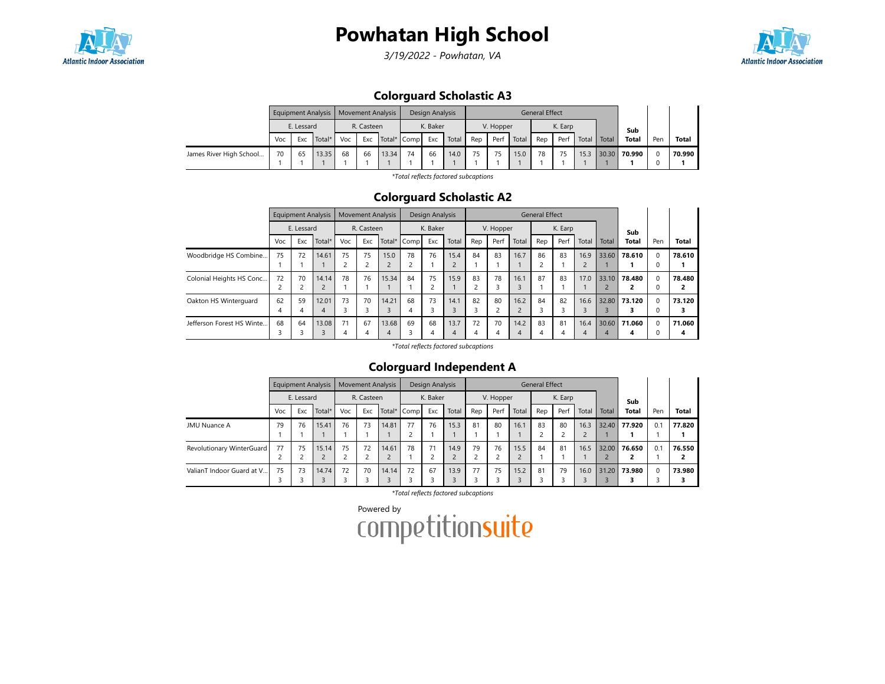# Powhatan High School

*3/19/2022 - Powhatan, VA*

## Colorguard Scholastic A3

| | Equipment Analysis | | | Movement Analysis | | | Design Analysis | | | General Effect | | | | | | | Sub | | |
|---|---|---|---|---|---|---|---|---|---|---|---|---|---|---|---|---|---|---|---|
| | E. Lessard | | | R. Casteen | | | K. Baker | | | V. Hopper | | | K. Earp | | | | | | |
| | Voc | Exc | Total* | Voc | Exc | Total* | Comp | Exc | Total | Rep | Perf | Total | Rep | Perf | Total | Total | Total | Pen | Total |
| James River High School... | 70<br>1 | 65<br>1 | 13.35<br>1 | 68<br>1 | 66<br>1 | 13.34<br>1 | 74<br>1 | 66<br>1 | 14.0<br>1 | 75<br>1 | 75<br>1 | 15.0<br>1 | 78<br>1 | 75<br>1 | 15.3<br>1 | 30.30<br>1 | **70.990**<br>**1** | 0<br>0 | **70.990**<br>**1** |

*\*Total reflects factored subcaptions*

## Colorguard Scholastic A2

| | Equipment Analysis | | | Movement Analysis | | | Design Analysis | | | General Effect | | | | | | | Sub | | |
|---|---|---|---|---|---|---|---|---|---|---|---|---|---|---|---|---|---|---|---|
| | E. Lessard | | | R. Casteen | | | K. Baker | | | V. Hopper | | | K. Earp | | | | | | |
| | Voc | Exc | Total* | Voc | Exc | Total* | Comp | Exc | Total | Rep | Perf | Total | Rep | Perf | Total | Total | Total | Pen | Total |
| Woodbridge HS Combine... | 75<br>1 | 72<br>1 | 14.61<br>1 | 75<br>2 | 75<br>2 | 15.0<br>2 | 78<br>2 | 76<br>1 | 15.4<br>2 | 84<br>1 | 83<br>1 | 16.7<br>1 | 86<br>2 | 83<br>1 | 16.9<br>2 | 33.60<br>1 | **78.610**<br>**1** | 0<br>0 | **78.610**<br>**1** |
| Colonial Heights HS Conc... | 72<br>2 | 70<br>2 | 14.14<br>2 | 78<br>1 | 76<br>1 | 15.34<br>1 | 84<br>1 | 75<br>2 | 15.9<br>1 | 83<br>2 | 78<br>3 | 16.1<br>3 | 87<br>1 | 83<br>1 | 17.0<br>1 | 33.10<br>2 | **78.480**<br>**2** | 0<br>0 | **78.480**<br>**2** |
| Oakton HS Winterguard | 62<br>4 | 59<br>4 | 12.01<br>4 | 73<br>3 | 70<br>3 | 14.21<br>3 | 68<br>4 | 73<br>3 | 14.1<br>3 | 82<br>3 | 80<br>2 | 16.2<br>2 | 84<br>3 | 82<br>3 | 16.6<br>3 | 32.80<br>3 | **73.120**<br>**3** | 0<br>0 | **73.120**<br>**3** |
| Jefferson Forest HS Winte... | 68<br>3 | 64<br>3 | 13.08<br>3 | 71<br>4 | 67<br>4 | 13.68<br>4 | 69<br>3 | 68<br>4 | 13.7<br>4 | 72<br>4 | 70<br>4 | 14.2<br>4 | 83<br>4 | 81<br>4 | 16.4<br>4 | 30.60<br>4 | **71.060**<br>**4** | 0<br>0 | **71.060**<br>**4** |

*\*Total reflects factored subcaptions*

## Colorguard Independent A

| | Equipment Analysis | | | Movement Analysis | | | Design Analysis | | | General Effect | | | | | | | Sub | | |
|---|---|---|---|---|---|---|---|---|---|---|---|---|---|---|---|---|---|---|---|
| | E. Lessard | | | R. Casteen | | | K. Baker | | | V. Hopper | | | K. Earp | | | | | | |
| | Voc | Exc | Total* | Voc | Exc | Total* | Comp | Exc | Total | Rep | Perf | Total | Rep | Perf | Total | Total | Total | Pen | Total |
| JMU Nuance A | 79<br>1 | 76<br>1 | 15.41<br>1 | 76<br>1 | 73<br>1 | 14.81<br>1 | 77<br>2 | 76<br>1 | 15.3<br>1 | 81<br>1 | 80<br>1 | 16.1<br>1 | 83<br>2 | 80<br>2 | 16.3<br>2 | 32.40<br>1 | **77.920**<br>**1** | 0.1<br>1 | **77.820**<br>**1** |
| Revolutionary WinterGuard | 77<br>2 | 75<br>2 | 15.14<br>2 | 75<br>2 | 72<br>2 | 14.61<br>2 | 78<br>1 | 71<br>2 | 14.9<br>2 | 79<br>2 | 76<br>2 | 15.5<br>2 | 84<br>1 | 81<br>1 | 16.5<br>1 | 32.00<br>2 | **76.650**<br>**2** | 0.1<br>1 | **76.550**<br>**2** |
| ValianT Indoor Guard at V... | 75<br>3 | 73<br>3 | 14.74<br>3 | 72<br>3 | 70<br>3 | 14.14<br>3 | 72<br>3 | 67<br>3 | 13.9<br>3 | 77<br>3 | 75<br>3 | 15.2<br>3 | 81<br>3 | 79<br>3 | 16.0<br>3 | 31.20<br>3 | **73.980**<br>**3** | 0<br>3 | **73.980**<br>**3** |

*\*Total reflects factored subcaptions*

Powered by competitionsuite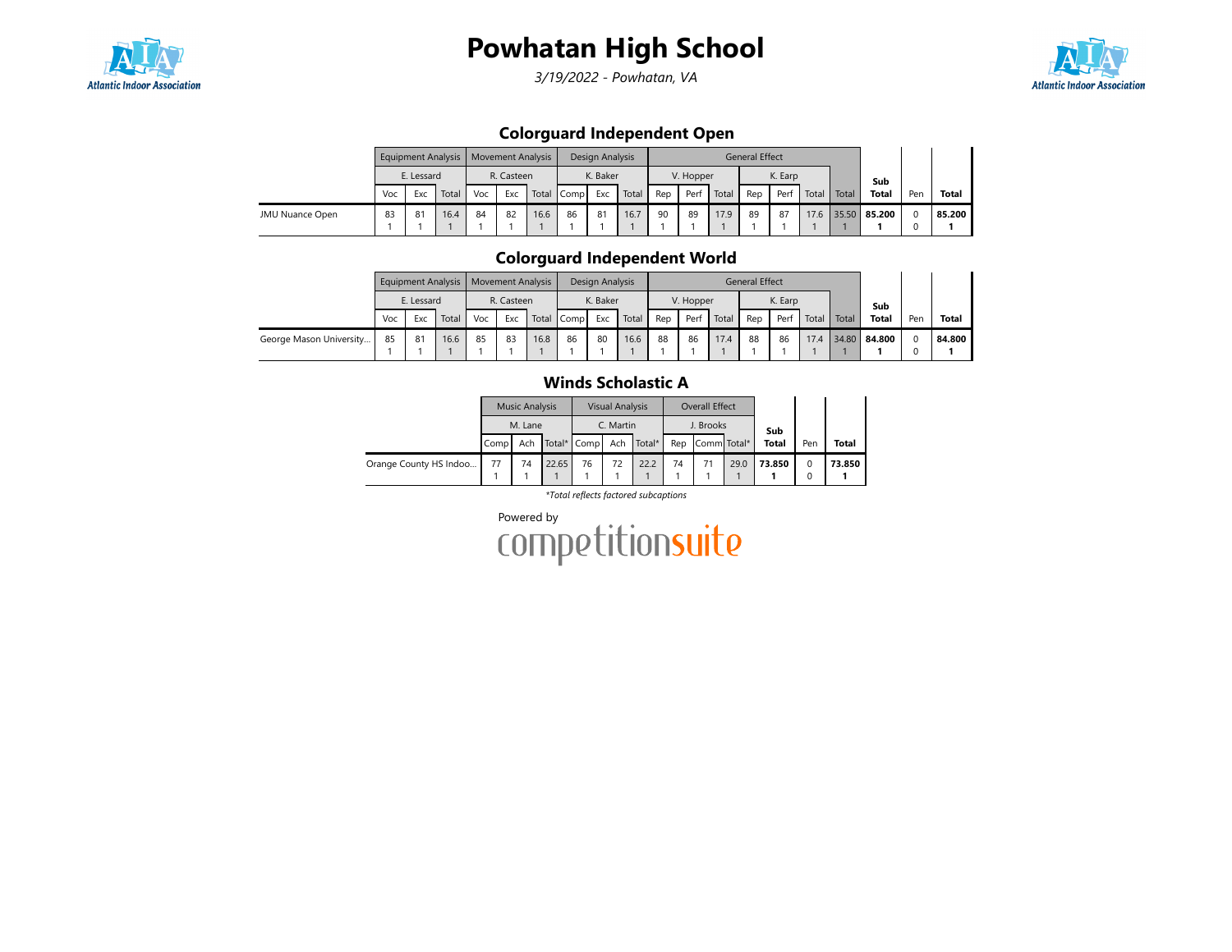# Powhatan High School

*3/19/2022 - Powhatan, VA*

## Colorguard Independent Open

| | Equipment Analysis | | | Movement Analysis | | | Design Analysis | | | General Effect | | | | | | | Sub Total | Pen | Total |
|---|---|---|---|---|---|---|---|---|---|---|---|---|---|---|---|---|---|---|---|
| | E. Lessard | | | R. Casteen | | | K. Baker | | | V. Hopper | | | K. Earp | | | | | | |
| | Voc | Exc | Total | Voc | Exc | Total | Comp | Exc | Total | Rep | Perf | Total | Rep | Perf | Total | Total | | | |
| JMU Nuance Open | 83<br>1 | 81<br>1 | 16.4<br>1 | 84<br>1 | 82<br>1 | 16.6<br>1 | 86<br>1 | 81<br>1 | 16.7<br>1 | 90<br>1 | 89<br>1 | 17.9<br>1 | 89<br>1 | 87<br>1 | 17.6<br>1 | 35.50<br>1 | **85.200**<br>**1** | 0<br>0 | **85.200**<br>**1** |

## Colorguard Independent World

| | Equipment Analysis | | | Movement Analysis | | | Design Analysis | | | General Effect | | | | | | | Sub Total | Pen | Total |
|---|---|---|---|---|---|---|---|---|---|---|---|---|---|---|---|---|---|---|---|
| | E. Lessard | | | R. Casteen | | | K. Baker | | | V. Hopper | | | K. Earp | | | | | | |
| | Voc | Exc | Total | Voc | Exc | Total | Comp | Exc | Total | Rep | Perf | Total | Rep | Perf | Total | Total | | | |
| George Mason University... | 85<br>1 | 81<br>1 | 16.6<br>1 | 85<br>1 | 83<br>1 | 16.8<br>1 | 86<br>1 | 80<br>1 | 16.6<br>1 | 88<br>1 | 86<br>1 | 17.4<br>1 | 88<br>1 | 86<br>1 | 17.4<br>1 | 34.80<br>1 | **84.800**<br>**1** | 0<br>0 | **84.800**<br>**1** |

## Winds Scholastic A

| | Music Analysis | | | Visual Analysis | | | Overall Effect | | | Sub Total | Pen | Total |
|---|---|---|---|---|---|---|---|---|---|---|---|---|
| | M. Lane | | | C. Martin | | | J. Brooks | | | | | |
| | Comp | Ach | Total* | Comp | Ach | Total* | Rep | Comm | Total* | | | |
| Orange County HS Indoo... | 77<br>1 | 74<br>1 | 22.65<br>1 | 76<br>1 | 72<br>1 | 22.2<br>1 | 74<br>1 | 71<br>1 | 29.0<br>1 | **73.850**<br>**1** | 0<br>0 | **73.850**<br>**1** |

*\*Total reflects factored subcaptions*

Powered by competitionsuite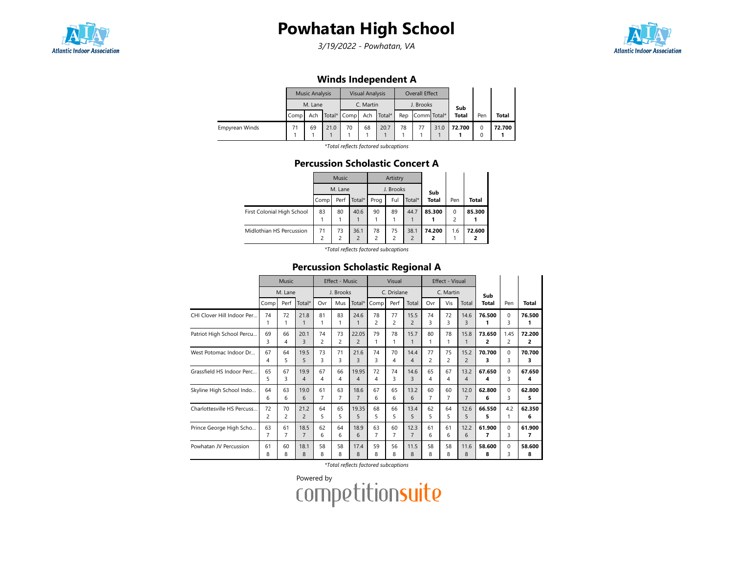# Powhatan High School

*3/19/2022 - Powhatan, VA*

## Winds Independent A

| | Music Analysis | | | Visual Analysis | | | Overall Effect | | | Sub Total | Pen | Total |
|---|---|---|---|---|---|---|---|---|---|---|---|---|
| | M. Lane | | | C. Martin | | | J. Brooks | | | | | |
| | Comp | Ach | Total* | Comp | Ach | Total* | Rep | Comm | Total* | | | |
| Empyrean Winds | 71<br>1 | 69<br>1 | 21.0<br>1 | 70<br>1 | 68<br>1 | 20.7<br>1 | 78<br>1 | 77<br>1 | 31.0<br>1 | **72.700**<br>**1** | 0<br>0 | **72.700**<br>**1** |

*\*Total reflects factored subcaptions*

## Percussion Scholastic Concert A

| | Music | | | Artistry | | | Sub Total | Pen | Total |
|---|---|---|---|---|---|---|---|---|---|
| | M. Lane | | | J. Brooks | | | | | |
| | Comp | Perf | Total* | Prog | Ful | Total* | | | |
| First Colonial High School | 83<br>1 | 80<br>1 | 40.6<br>1 | 90<br>1 | 89<br>1 | 44.7<br>1 | **85.300**<br>**1** | 0<br>2 | **85.300**<br>**1** |
| Midlothian HS Percussion | 71<br>2 | 73<br>2 | 36.1<br>2 | 78<br>2 | 75<br>2 | 38.1<br>2 | **74.200**<br>**2** | 1.6<br>1 | **72.600**<br>**2** |

*\*Total reflects factored subcaptions*

## Percussion Scholastic Regional A

| | Music | | | Effect - Music | | | Visual | | | Effect - Visual | | | Sub Total | Pen | Total |
|---|---|---|---|---|---|---|---|---|---|---|---|---|---|---|---|
| | M. Lane | | | J. Brooks | | | C. Drislane | | | C. Martin | | | | | |
| | Comp | Perf | Total* | Ovr | Mus | Total* | Comp | Perf | Total | Ovr | Vis | Total | | | |
| CHI Clover Hill Indoor Per... | 74<br>1 | 72<br>1 | 21.8<br>1 | 81<br>1 | 83<br>1 | 24.6<br>1 | 78<br>2 | 77<br>2 | 15.5<br>2 | 74<br>3 | 72<br>3 | 14.6<br>3 | **76.500**<br>**1** | 0<br>3 | **76.500**<br>**1** |
| Patriot High School Percu... | 69<br>3 | 66<br>4 | 20.1<br>3 | 74<br>2 | 73<br>2 | 22.05<br>2 | 79<br>1 | 78<br>1 | 15.7<br>1 | 80<br>1 | 78<br>1 | 15.8<br>1 | **73.650**<br>**2** | 1.45<br>2 | **72.200**<br>**2** |
| West Potomac Indoor Dr... | 67<br>4 | 64<br>5 | 19.5<br>5 | 73<br>3 | 71<br>3 | 21.6<br>3 | 74<br>3 | 70<br>4 | 14.4<br>4 | 77<br>2 | 75<br>2 | 15.2<br>2 | **70.700**<br>**3** | 0<br>3 | **70.700**<br>**3** |
| Grassfield HS Indoor Perc... | 65<br>5 | 67<br>3 | 19.9<br>4 | 67<br>4 | 66<br>4 | 19.95<br>4 | 72<br>4 | 74<br>3 | 14.6<br>3 | 65<br>4 | 67<br>4 | 13.2<br>4 | **67.650**<br>**4** | 0<br>3 | **67.650**<br>**4** |
| Skyline High School Indo... | 64<br>6 | 63<br>6 | 19.0<br>6 | 61<br>7 | 63<br>7 | 18.6<br>7 | 67<br>6 | 65<br>6 | 13.2<br>6 | 60<br>7 | 60<br>7 | 12.0<br>7 | **62.800**<br>**6** | 0<br>3 | **62.800**<br>**5** |
| Charlottesville HS Percuss... | 72<br>2 | 70<br>2 | 21.2<br>2 | 64<br>5 | 65<br>5 | 19.35<br>5 | 68<br>5 | 66<br>5 | 13.4<br>5 | 62<br>5 | 64<br>5 | 12.6<br>5 | **66.550**<br>**5** | 4.2<br>1 | **62.350**<br>**6** |
| Prince George High Scho... | 63<br>7 | 61<br>7 | 18.5<br>7 | 62<br>6 | 64<br>6 | 18.9<br>6 | 63<br>7 | 60<br>7 | 12.3<br>7 | 61<br>6 | 61<br>6 | 12.2<br>6 | **61.900**<br>**7** | 0<br>3 | **61.900**<br>**7** |
| Powhatan JV Percussion | 61<br>8 | 60<br>8 | 18.1<br>8 | 58<br>8 | 58<br>8 | 17.4<br>8 | 59<br>8 | 56<br>8 | 11.5<br>8 | 58<br>8 | 58<br>8 | 11.6<br>8 | **58.600**<br>**8** | 0<br>3 | **58.600**<br>**8** |

*\*Total reflects factored subcaptions*

Powered by competitionsuite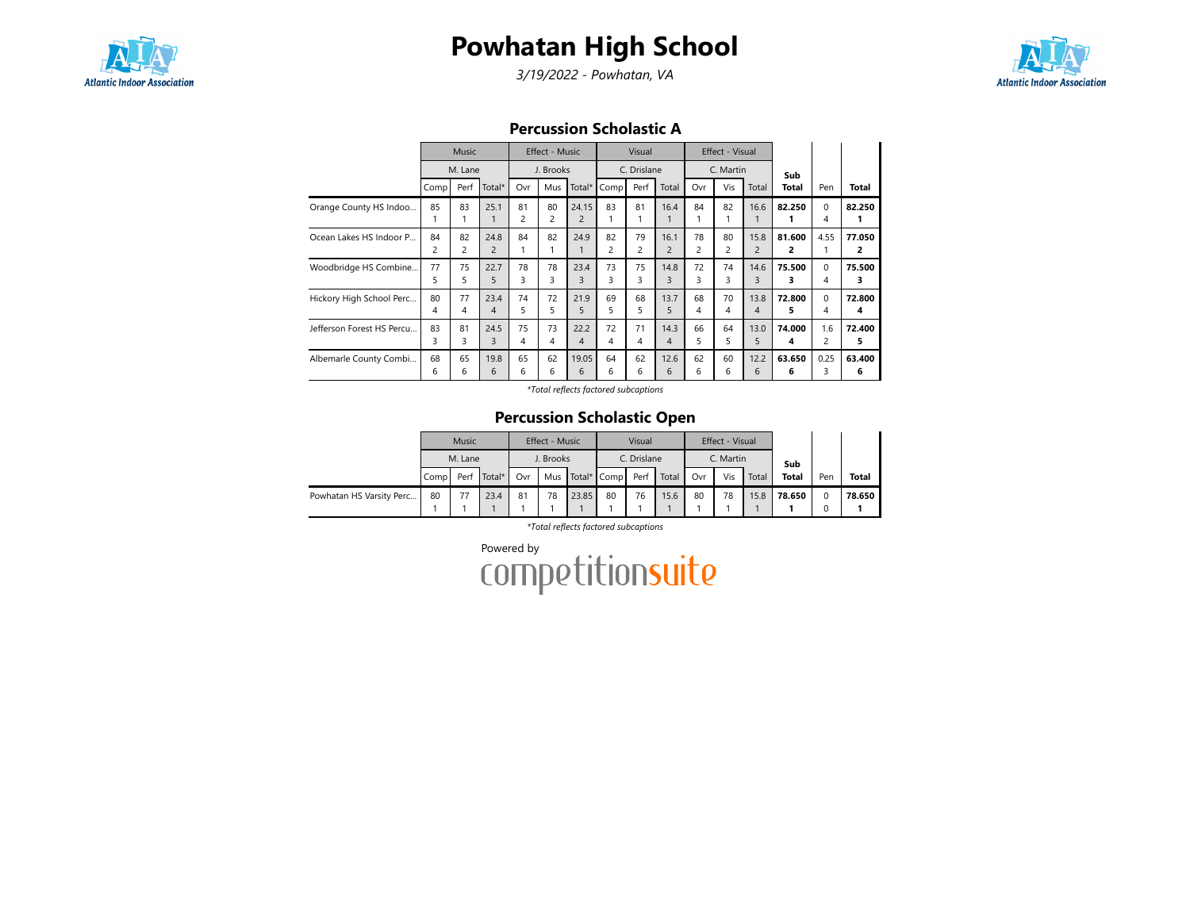# Powhatan High School

*3/19/2022 - Powhatan, VA*

## Percussion Scholastic A

| | Music | | | Effect - Music | | | Visual | | | Effect - Visual | | | Sub Total | Pen | Total |
|---|---|---|---|---|---|---|---|---|---|---|---|---|---|---|---|
| | M. Lane | | | J. Brooks | | | C. Drislane | | | C. Martin | | | | | |
| | Comp | Perf | Total* | Ovr | Mus | Total* | Comp | Perf | Total | Ovr | Vis | Total | | | |
| Orange County HS Indoo... | 85<br>1 | 83<br>1 | 25.1<br>1 | 81<br>2 | 80<br>2 | 24.15<br>2 | 83<br>1 | 81<br>1 | 16.4<br>1 | 84<br>1 | 82<br>1 | 16.6<br>1 | **82.250**<br>**1** | 0<br>4 | **82.250**<br>**1** |
| Ocean Lakes HS Indoor P... | 84<br>2 | 82<br>2 | 24.8<br>2 | 84<br>1 | 82<br>1 | 24.9<br>1 | 82<br>2 | 79<br>2 | 16.1<br>2 | 78<br>2 | 80<br>2 | 15.8<br>2 | **81.600**<br>**2** | 4.55<br>1 | **77.050**<br>**2** |
| Woodbridge HS Combine... | 77<br>5 | 75<br>5 | 22.7<br>5 | 78<br>3 | 78<br>3 | 23.4<br>3 | 73<br>3 | 75<br>3 | 14.8<br>3 | 72<br>3 | 74<br>3 | 14.6<br>3 | **75.500**<br>**3** | 0<br>4 | **75.500**<br>**3** |
| Hickory High School Perc... | 80<br>4 | 77<br>4 | 23.4<br>4 | 74<br>5 | 72<br>5 | 21.9<br>5 | 69<br>5 | 68<br>5 | 13.7<br>5 | 68<br>4 | 70<br>4 | 13.8<br>4 | **72.800**<br>**5** | 0<br>4 | **72.800**<br>**4** |
| Jefferson Forest HS Percu... | 83<br>3 | 81<br>3 | 24.5<br>3 | 75<br>4 | 73<br>4 | 22.2<br>4 | 72<br>4 | 71<br>4 | 14.3<br>4 | 66<br>5 | 64<br>5 | 13.0<br>5 | **74.000**<br>**4** | 1.6<br>2 | **72.400**<br>**5** |
| Albemarle County Combi... | 68<br>6 | 65<br>6 | 19.8<br>6 | 65<br>6 | 62<br>6 | 19.05<br>6 | 64<br>6 | 62<br>6 | 12.6<br>6 | 62<br>6 | 60<br>6 | 12.2<br>6 | **63.650**<br>**6** | 0.25<br>3 | **63.400**<br>**6** |

*\*Total reflects factored subcaptions*

## Percussion Scholastic Open

| | Music | | | Effect - Music | | | Visual | | | Effect - Visual | | | Sub Total | Pen | Total |
|---|---|---|---|---|---|---|---|---|---|---|---|---|---|---|---|
| | M. Lane | | | J. Brooks | | | C. Drislane | | | C. Martin | | | | | |
| | Comp | Perf | Total* | Ovr | Mus | Total* | Comp | Perf | Total | Ovr | Vis | Total | | | |
| Powhatan HS Varsity Perc... | 80<br>1 | 77<br>1 | 23.4<br>1 | 81<br>1 | 78<br>1 | 23.85<br>1 | 80<br>1 | 76<br>1 | 15.6<br>1 | 80<br>1 | 78<br>1 | 15.8<br>1 | **78.650**<br>**1** | 0<br>0 | **78.650**<br>**1** |

*\*Total reflects factored subcaptions*

Powered by competitionsuite